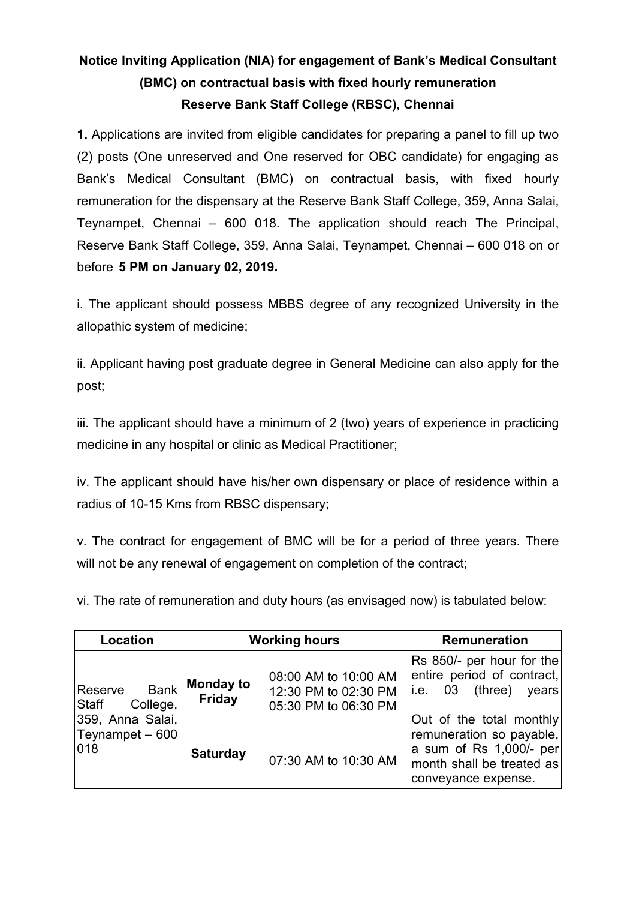# Notice Inviting Application (NIA) for engagement of Bank's Medical Consultant (BMC) on contractual basis with fixed hourly remuneration
## Reserve Bank Staff College (RBSC), Chennai

**1.** Applications are invited from eligible candidates for preparing a panel to fill up two (2) posts (One unreserved and One reserved for OBC candidate) for engaging as Bank's Medical Consultant (BMC) on contractual basis, with fixed hourly remuneration for the dispensary at the Reserve Bank Staff College, 359, Anna Salai, Teynampet, Chennai – 600 018. The application should reach The Principal, Reserve Bank Staff College, 359, Anna Salai, Teynampet, Chennai – 600 018 on or before **5 PM on January 02, 2019.**

i. The applicant should possess MBBS degree of any recognized University in the allopathic system of medicine;

ii. Applicant having post graduate degree in General Medicine can also apply for the post;

iii. The applicant should have a minimum of 2 (two) years of experience in practicing medicine in any hospital or clinic as Medical Practitioner;

iv. The applicant should have his/her own dispensary or place of residence within a radius of 10-15 Kms from RBSC dispensary;

v. The contract for engagement of BMC will be for a period of three years. There will not be any renewal of engagement on completion of the contract;

vi. The rate of remuneration and duty hours (as envisaged now) is tabulated below:

| Location | Working hours | | Remuneration |
|---|---|---|---|
| Reserve Bank Staff College, 359, Anna Salai, Teynampet – 600 018 | **Monday to Friday** | 08:00 AM to 10:00 AM<br>12:30 PM to 02:30 PM<br>05:30 PM to 06:30 PM | Rs 850/- per hour for the entire period of contract, i.e. 03 (three) years<br><br>Out of the total monthly remuneration so payable, a sum of Rs 1,000/- per month shall be treated as conveyance expense. |
| | **Saturday** | 07:30 AM to 10:30 AM | |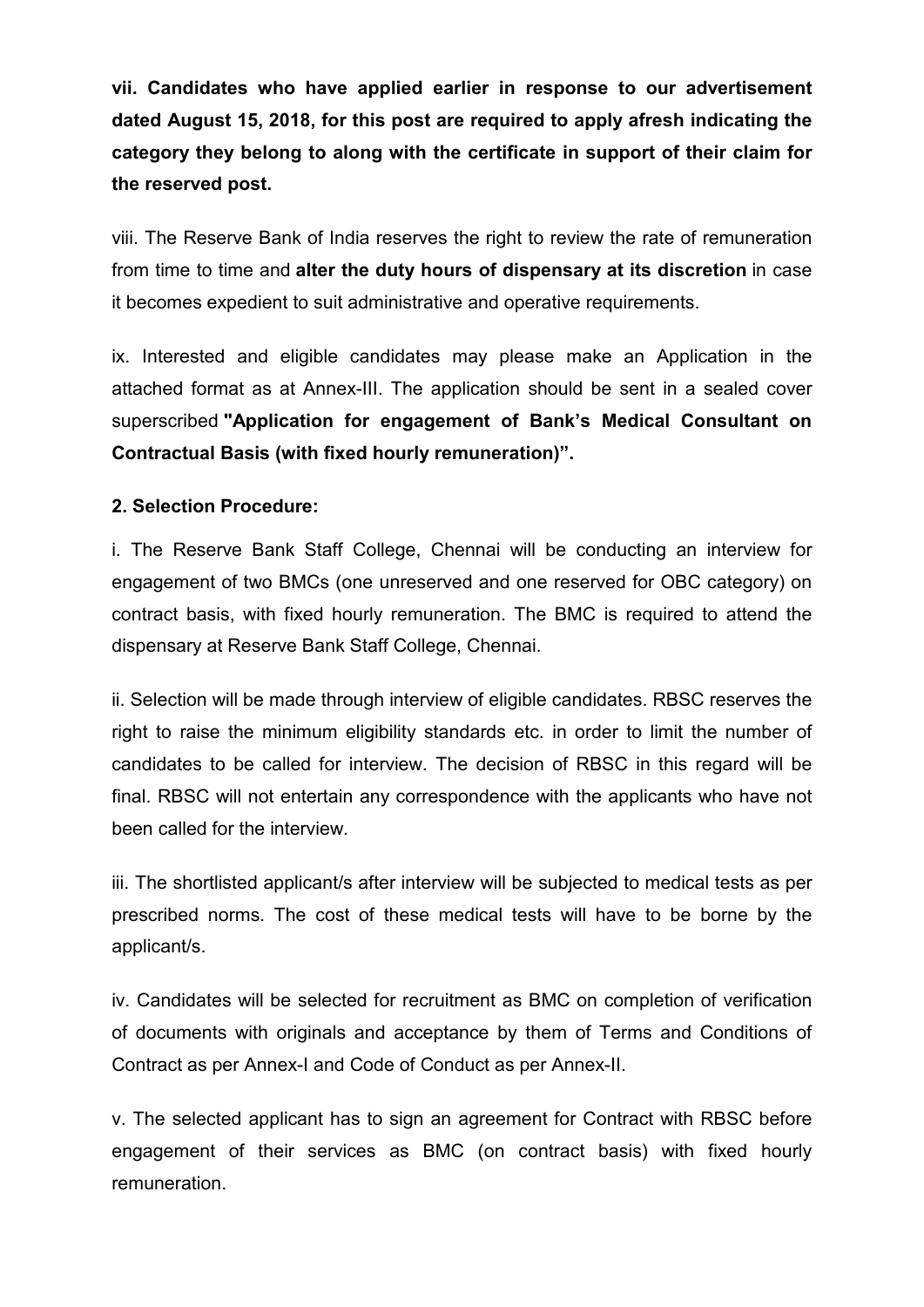**vii. Candidates who have applied earlier in response to our advertisement dated August 15, 2018, for this post are required to apply afresh indicating the category they belong to along with the certificate in support of their claim for the reserved post.**

viii. The Reserve Bank of India reserves the right to review the rate of remuneration from time to time and **alter the duty hours of dispensary at its discretion** in case it becomes expedient to suit administrative and operative requirements.

ix. Interested and eligible candidates may please make an Application in the attached format as at Annex-III. The application should be sent in a sealed cover superscribed **"Application for engagement of Bank's Medical Consultant on Contractual Basis (with fixed hourly remuneration)".**

**2. Selection Procedure:**

i. The Reserve Bank Staff College, Chennai will be conducting an interview for engagement of two BMCs (one unreserved and one reserved for OBC category) on contract basis, with fixed hourly remuneration. The BMC is required to attend the dispensary at Reserve Bank Staff College, Chennai.

ii. Selection will be made through interview of eligible candidates. RBSC reserves the right to raise the minimum eligibility standards etc. in order to limit the number of candidates to be called for interview. The decision of RBSC in this regard will be final. RBSC will not entertain any correspondence with the applicants who have not been called for the interview.

iii. The shortlisted applicant/s after interview will be subjected to medical tests as per prescribed norms. The cost of these medical tests will have to be borne by the applicant/s.

iv. Candidates will be selected for recruitment as BMC on completion of verification of documents with originals and acceptance by them of Terms and Conditions of Contract as per Annex-I and Code of Conduct as per Annex-II.

v. The selected applicant has to sign an agreement for Contract with RBSC before engagement of their services as BMC (on contract basis) with fixed hourly remuneration.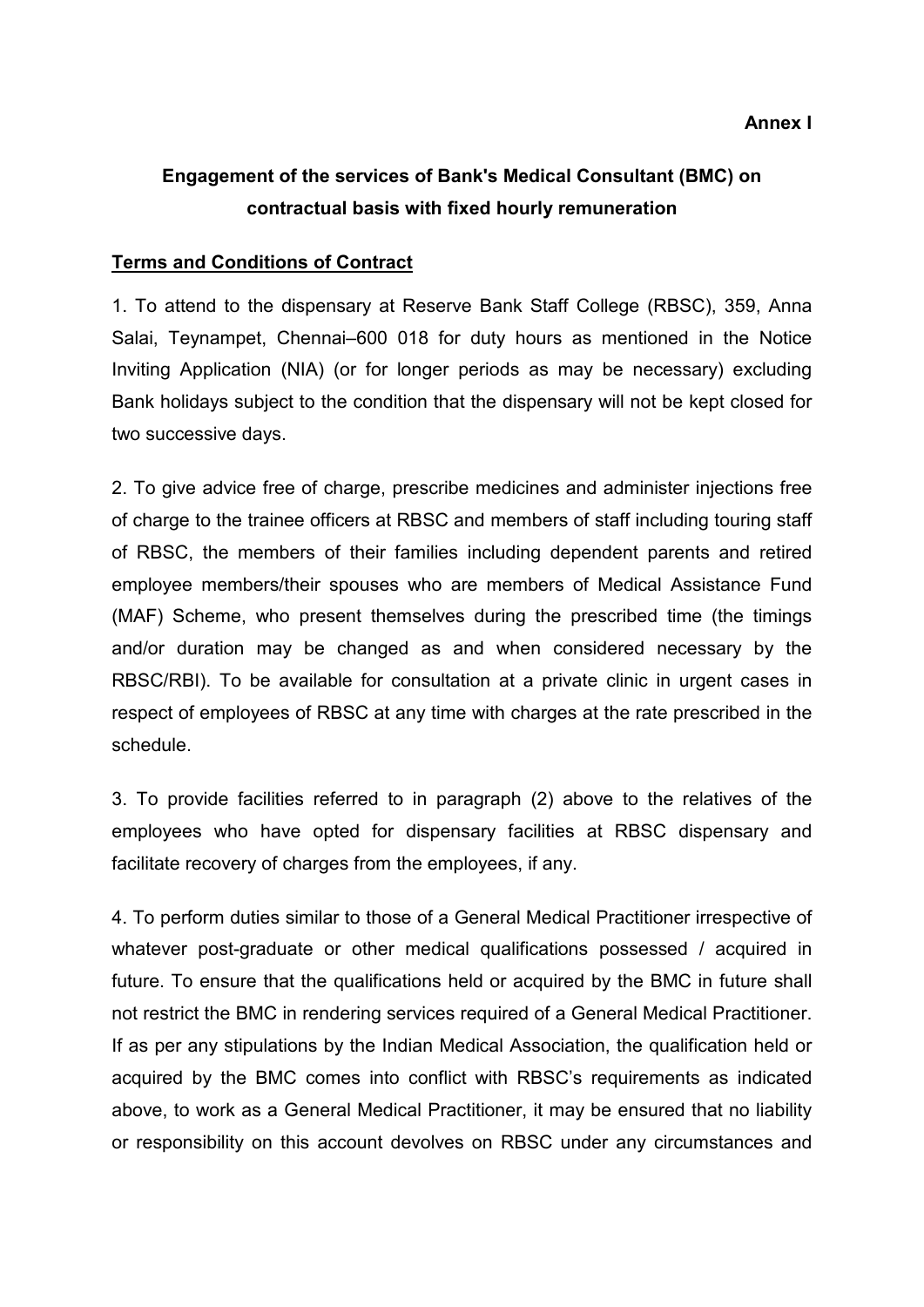**Annex I**

## Engagement of the services of Bank's Medical Consultant (BMC) on contractual basis with fixed hourly remuneration

**Terms and Conditions of Contract**

1. To attend to the dispensary at Reserve Bank Staff College (RBSC), 359, Anna Salai, Teynampet, Chennai–600 018 for duty hours as mentioned in the Notice Inviting Application (NIA) (or for longer periods as may be necessary) excluding Bank holidays subject to the condition that the dispensary will not be kept closed for two successive days.

2. To give advice free of charge, prescribe medicines and administer injections free of charge to the trainee officers at RBSC and members of staff including touring staff of RBSC, the members of their families including dependent parents and retired employee members/their spouses who are members of Medical Assistance Fund (MAF) Scheme, who present themselves during the prescribed time (the timings and/or duration may be changed as and when considered necessary by the RBSC/RBI). To be available for consultation at a private clinic in urgent cases in respect of employees of RBSC at any time with charges at the rate prescribed in the schedule.

3. To provide facilities referred to in paragraph (2) above to the relatives of the employees who have opted for dispensary facilities at RBSC dispensary and facilitate recovery of charges from the employees, if any.

4. To perform duties similar to those of a General Medical Practitioner irrespective of whatever post-graduate or other medical qualifications possessed / acquired in future. To ensure that the qualifications held or acquired by the BMC in future shall not restrict the BMC in rendering services required of a General Medical Practitioner. If as per any stipulations by the Indian Medical Association, the qualification held or acquired by the BMC comes into conflict with RBSC's requirements as indicated above, to work as a General Medical Practitioner, it may be ensured that no liability or responsibility on this account devolves on RBSC under any circumstances and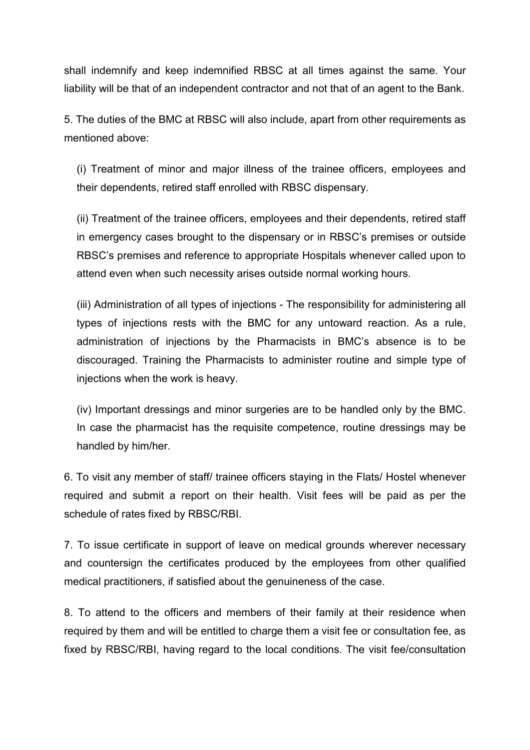shall indemnify and keep indemnified RBSC at all times against the same. Your liability will be that of an independent contractor and not that of an agent to the Bank.

5. The duties of the BMC at RBSC will also include, apart from other requirements as mentioned above:

(i) Treatment of minor and major illness of the trainee officers, employees and their dependents, retired staff enrolled with RBSC dispensary.

(ii) Treatment of the trainee officers, employees and their dependents, retired staff in emergency cases brought to the dispensary or in RBSC's premises or outside RBSC's premises and reference to appropriate Hospitals whenever called upon to attend even when such necessity arises outside normal working hours.

(iii) Administration of all types of injections - The responsibility for administering all types of injections rests with the BMC for any untoward reaction. As a rule, administration of injections by the Pharmacists in BMC's absence is to be discouraged. Training the Pharmacists to administer routine and simple type of injections when the work is heavy.

(iv) Important dressings and minor surgeries are to be handled only by the BMC. In case the pharmacist has the requisite competence, routine dressings may be handled by him/her.

6. To visit any member of staff/ trainee officers staying in the Flats/ Hostel whenever required and submit a report on their health. Visit fees will be paid as per the schedule of rates fixed by RBSC/RBI.

7. To issue certificate in support of leave on medical grounds wherever necessary and countersign the certificates produced by the employees from other qualified medical practitioners, if satisfied about the genuineness of the case.

8. To attend to the officers and members of their family at their residence when required by them and will be entitled to charge them a visit fee or consultation fee, as fixed by RBSC/RBI, having regard to the local conditions. The visit fee/consultation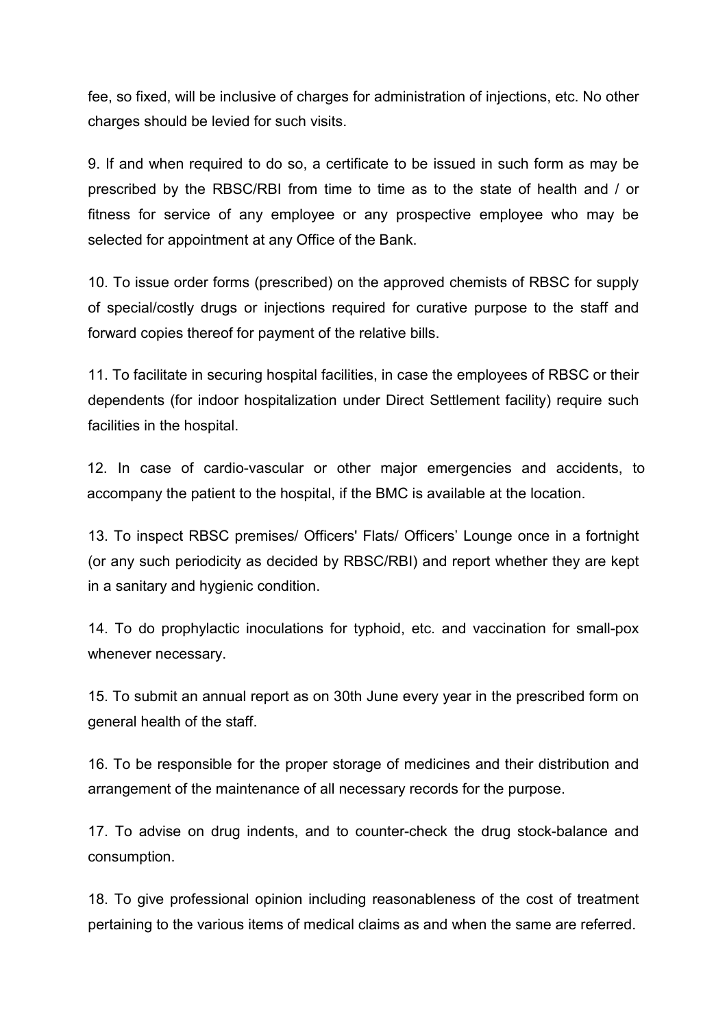fee, so fixed, will be inclusive of charges for administration of injections, etc. No other charges should be levied for such visits.

9. If and when required to do so, a certificate to be issued in such form as may be prescribed by the RBSC/RBI from time to time as to the state of health and / or fitness for service of any employee or any prospective employee who may be selected for appointment at any Office of the Bank.

10. To issue order forms (prescribed) on the approved chemists of RBSC for supply of special/costly drugs or injections required for curative purpose to the staff and forward copies thereof for payment of the relative bills.

11. To facilitate in securing hospital facilities, in case the employees of RBSC or their dependents (for indoor hospitalization under Direct Settlement facility) require such facilities in the hospital.

12. In case of cardio-vascular or other major emergencies and accidents, to accompany the patient to the hospital, if the BMC is available at the location.

13. To inspect RBSC premises/ Officers' Flats/ Officers' Lounge once in a fortnight (or any such periodicity as decided by RBSC/RBI) and report whether they are kept in a sanitary and hygienic condition.

14. To do prophylactic inoculations for typhoid, etc. and vaccination for small-pox whenever necessary.

15. To submit an annual report as on 30th June every year in the prescribed form on general health of the staff.

16. To be responsible for the proper storage of medicines and their distribution and arrangement of the maintenance of all necessary records for the purpose.

17. To advise on drug indents, and to counter-check the drug stock-balance and consumption.

18. To give professional opinion including reasonableness of the cost of treatment pertaining to the various items of medical claims as and when the same are referred.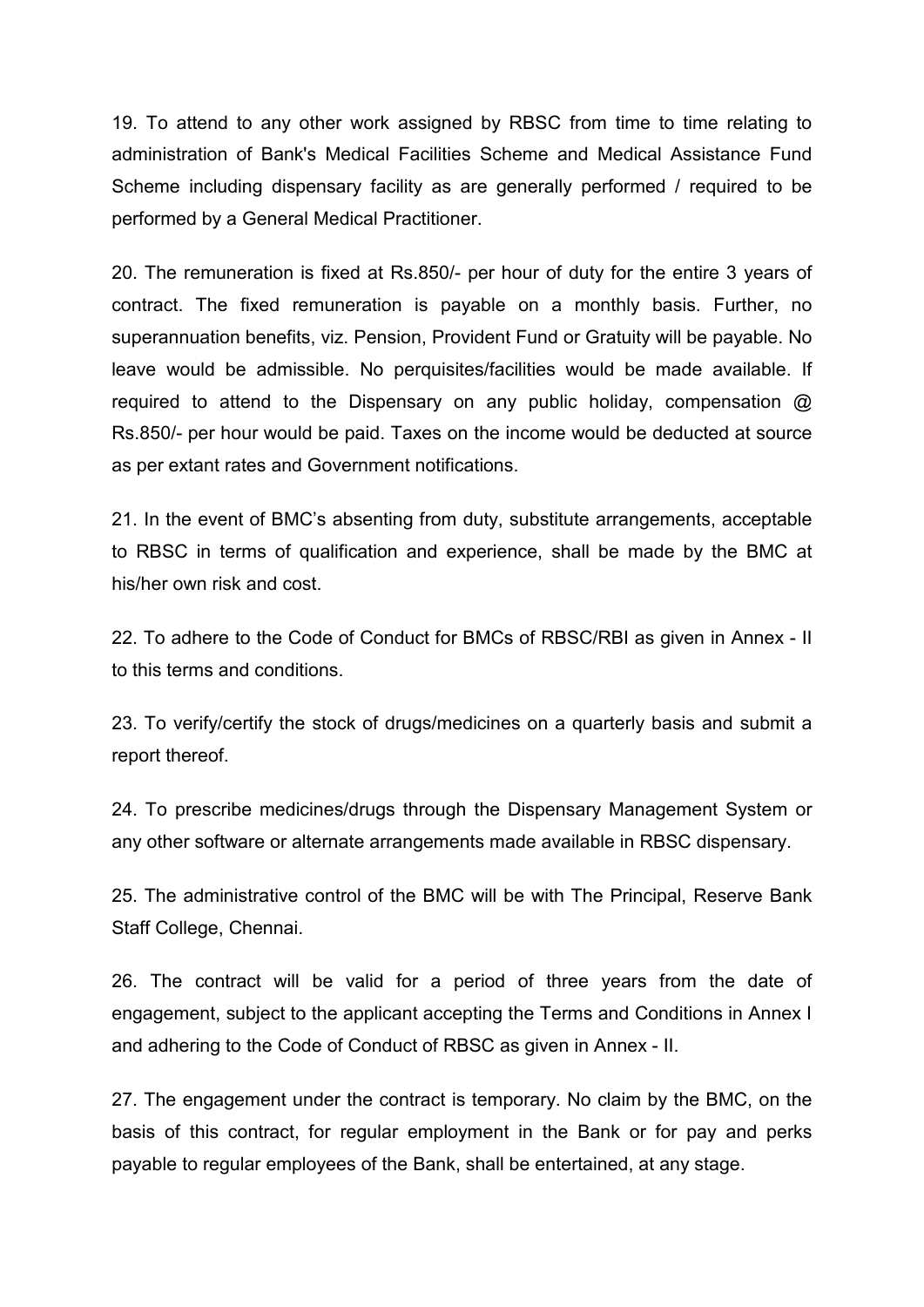19. To attend to any other work assigned by RBSC from time to time relating to administration of Bank's Medical Facilities Scheme and Medical Assistance Fund Scheme including dispensary facility as are generally performed / required to be performed by a General Medical Practitioner.

20. The remuneration is fixed at Rs.850/- per hour of duty for the entire 3 years of contract. The fixed remuneration is payable on a monthly basis. Further, no superannuation benefits, viz. Pension, Provident Fund or Gratuity will be payable. No leave would be admissible. No perquisites/facilities would be made available. If required to attend to the Dispensary on any public holiday, compensation @ Rs.850/- per hour would be paid. Taxes on the income would be deducted at source as per extant rates and Government notifications.

21. In the event of BMC's absenting from duty, substitute arrangements, acceptable to RBSC in terms of qualification and experience, shall be made by the BMC at his/her own risk and cost.

22. To adhere to the Code of Conduct for BMCs of RBSC/RBI as given in Annex - II to this terms and conditions.

23. To verify/certify the stock of drugs/medicines on a quarterly basis and submit a report thereof.

24. To prescribe medicines/drugs through the Dispensary Management System or any other software or alternate arrangements made available in RBSC dispensary.

25. The administrative control of the BMC will be with The Principal, Reserve Bank Staff College, Chennai.

26. The contract will be valid for a period of three years from the date of engagement, subject to the applicant accepting the Terms and Conditions in Annex I and adhering to the Code of Conduct of RBSC as given in Annex - II.

27. The engagement under the contract is temporary. No claim by the BMC, on the basis of this contract, for regular employment in the Bank or for pay and perks payable to regular employees of the Bank, shall be entertained, at any stage.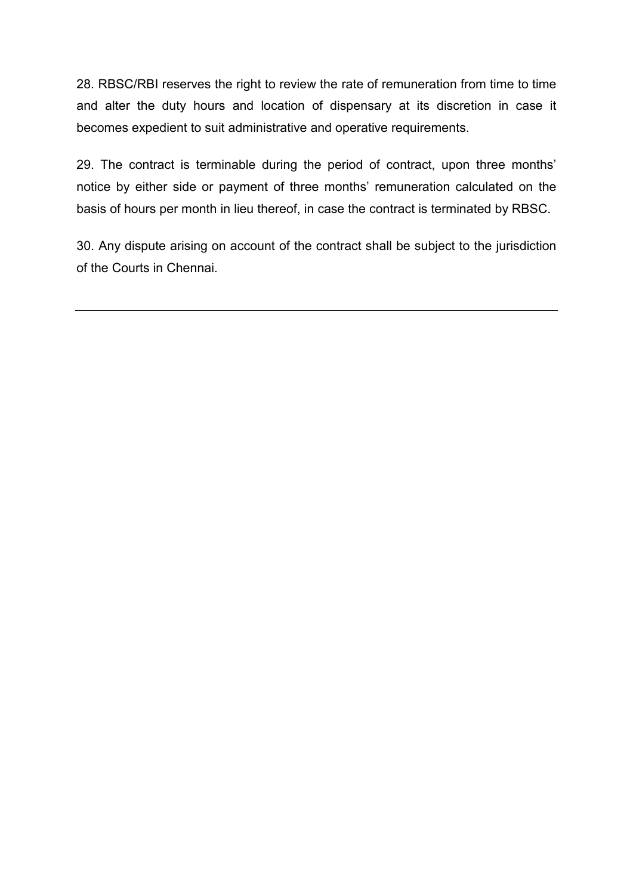28. RBSC/RBI reserves the right to review the rate of remuneration from time to time and alter the duty hours and location of dispensary at its discretion in case it becomes expedient to suit administrative and operative requirements.

29. The contract is terminable during the period of contract, upon three months' notice by either side or payment of three months' remuneration calculated on the basis of hours per month in lieu thereof, in case the contract is terminated by RBSC.

30. Any dispute arising on account of the contract shall be subject to the jurisdiction of the Courts in Chennai.

---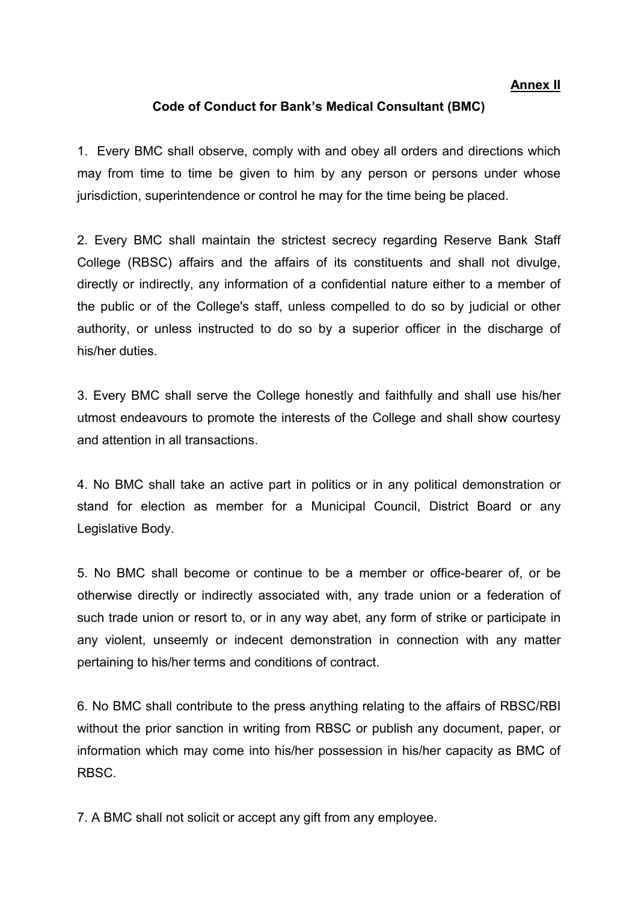**Annex II**

## Code of Conduct for Bank's Medical Consultant (BMC)

1. Every BMC shall observe, comply with and obey all orders and directions which may from time to time be given to him by any person or persons under whose jurisdiction, superintendence or control he may for the time being be placed.

2. Every BMC shall maintain the strictest secrecy regarding Reserve Bank Staff College (RBSC) affairs and the affairs of its constituents and shall not divulge, directly or indirectly, any information of a confidential nature either to a member of the public or of the College's staff, unless compelled to do so by judicial or other authority, or unless instructed to do so by a superior officer in the discharge of his/her duties.

3. Every BMC shall serve the College honestly and faithfully and shall use his/her utmost endeavours to promote the interests of the College and shall show courtesy and attention in all transactions.

4. No BMC shall take an active part in politics or in any political demonstration or stand for election as member for a Municipal Council, District Board or any Legislative Body.

5. No BMC shall become or continue to be a member or office-bearer of, or be otherwise directly or indirectly associated with, any trade union or a federation of such trade union or resort to, or in any way abet, any form of strike or participate in any violent, unseemly or indecent demonstration in connection with any matter pertaining to his/her terms and conditions of contract.

6. No BMC shall contribute to the press anything relating to the affairs of RBSC/RBI without the prior sanction in writing from RBSC or publish any document, paper, or information which may come into his/her possession in his/her capacity as BMC of RBSC.

7. A BMC shall not solicit or accept any gift from any employee.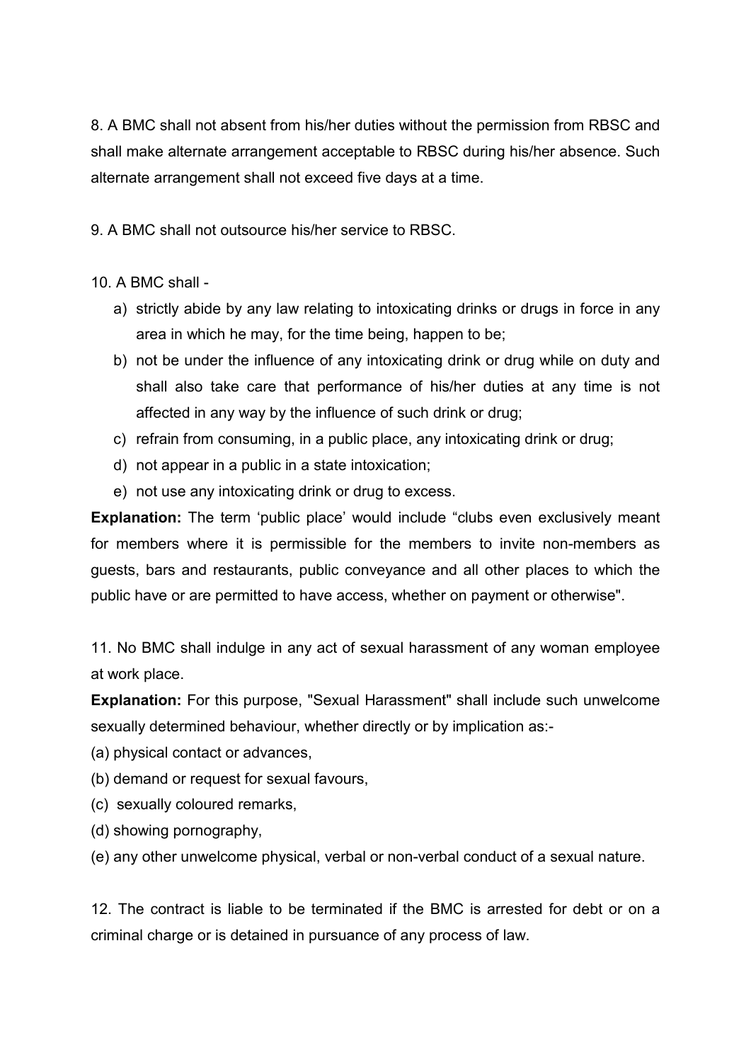8. A BMC shall not absent from his/her duties without the permission from RBSC and shall make alternate arrangement acceptable to RBSC during his/her absence. Such alternate arrangement shall not exceed five days at a time.

9. A BMC shall not outsource his/her service to RBSC.

10. A BMC shall -

a) strictly abide by any law relating to intoxicating drinks or drugs in force in any area in which he may, for the time being, happen to be;
b) not be under the influence of any intoxicating drink or drug while on duty and shall also take care that performance of his/her duties at any time is not affected in any way by the influence of such drink or drug;
c) refrain from consuming, in a public place, any intoxicating drink or drug;
d) not appear in a public in a state intoxication;
e) not use any intoxicating drink or drug to excess.

**Explanation:** The term 'public place' would include "clubs even exclusively meant for members where it is permissible for the members to invite non-members as guests, bars and restaurants, public conveyance and all other places to which the public have or are permitted to have access, whether on payment or otherwise".

11. No BMC shall indulge in any act of sexual harassment of any woman employee at work place.

**Explanation:** For this purpose, "Sexual Harassment" shall include such unwelcome sexually determined behaviour, whether directly or by implication as:-

(a) physical contact or advances,

(b) demand or request for sexual favours,

(c) sexually coloured remarks,

(d) showing pornography,

(e) any other unwelcome physical, verbal or non-verbal conduct of a sexual nature.

12. The contract is liable to be terminated if the BMC is arrested for debt or on a criminal charge or is detained in pursuance of any process of law.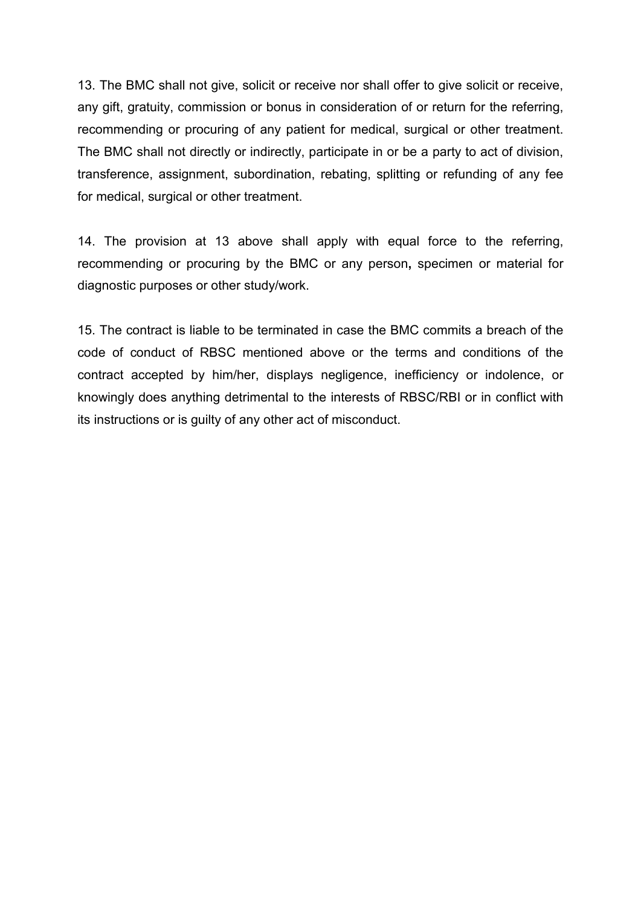13. The BMC shall not give, solicit or receive nor shall offer to give solicit or receive, any gift, gratuity, commission or bonus in consideration of or return for the referring, recommending or procuring of any patient for medical, surgical or other treatment. The BMC shall not directly or indirectly, participate in or be a party to act of division, transference, assignment, subordination, rebating, splitting or refunding of any fee for medical, surgical or other treatment.

14. The provision at 13 above shall apply with equal force to the referring, recommending or procuring by the BMC or any person**,** specimen or material for diagnostic purposes or other study/work.

15. The contract is liable to be terminated in case the BMC commits a breach of the code of conduct of RBSC mentioned above or the terms and conditions of the contract accepted by him/her, displays negligence, inefficiency or indolence, or knowingly does anything detrimental to the interests of RBSC/RBI or in conflict with its instructions or is guilty of any other act of misconduct.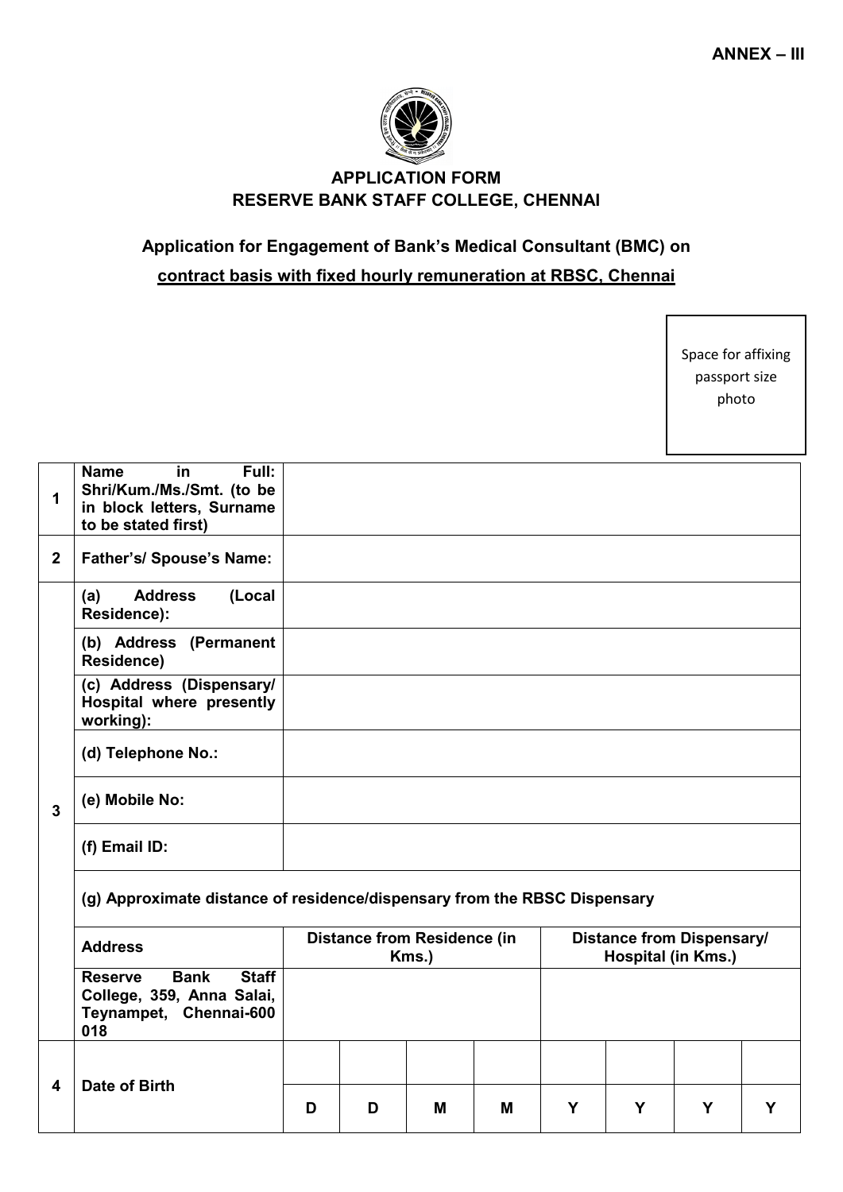**ANNEX – III**

**APPLICATION FORM**
**RESERVE BANK STAFF COLLEGE, CHENNAI**

**Application for Engagement of Bank's Medical Consultant (BMC) on**
**contract basis with fixed hourly remuneration at RBSC, Chennai**

Space for affixing passport size photo

| | | | | | | | | | |
|---|---|---|---|---|---|---|---|---|---|
| **1** | **Name in Full: Shri/Kum./Ms./Smt. (to be in block letters, Surname to be stated first)** | | | | | | | | |
| **2** | **Father's/ Spouse's Name:** | | | | | | | | |
| **3** | **(a) Address (Local Residence):** | | | | | | | | |
| | **(b) Address (Permanent Residence)** | | | | | | | | |
| | **(c) Address (Dispensary/ Hospital where presently working):** | | | | | | | | |
| | **(d) Telephone No.:** | | | | | | | | |
| | **(e) Mobile No:** | | | | | | | | |
| | **(f) Email ID:** | | | | | | | | |
| | **(g) Approximate distance of residence/dispensary from the RBSC Dispensary** | | | | | | | | |
| | **Address** | **Distance from Residence (in Kms.)** | | | | **Distance from Dispensary/ Hospital (in Kms.)** | | | |
| | **Reserve Bank Staff College, 359, Anna Salai, Teynampet, Chennai-600 018** | | | | | | | | |
| **4** | **Date of Birth** | | | | | | | | |
| | | **D** | **D** | **M** | **M** | **Y** | **Y** | **Y** | **Y** |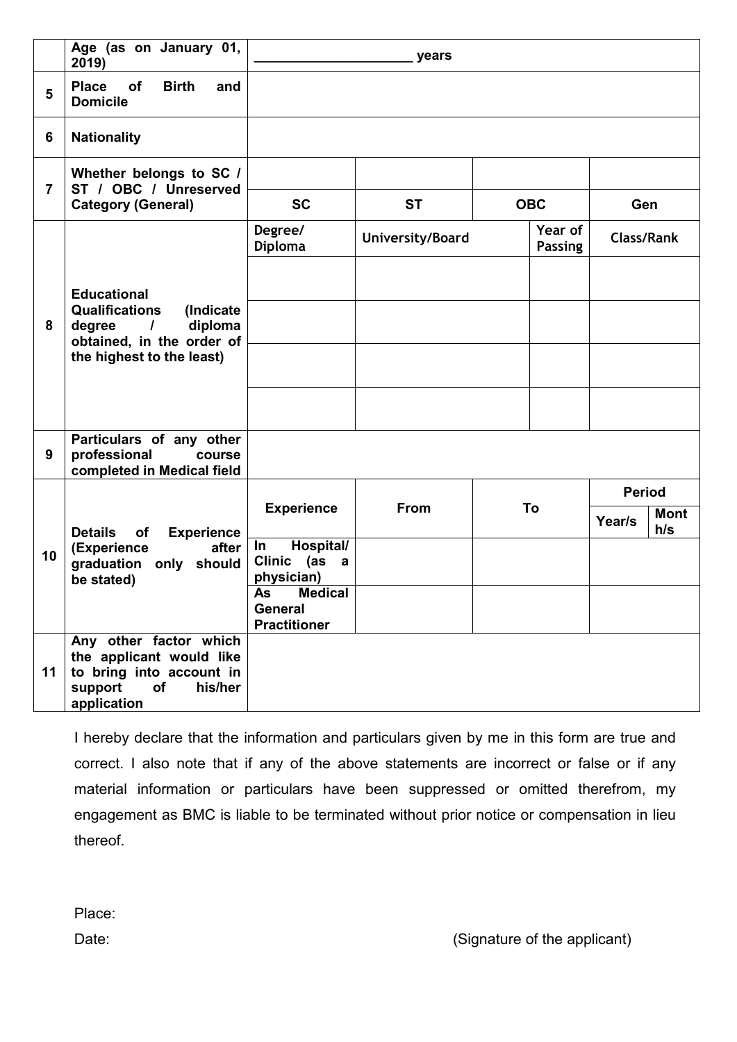|  | Age (as on January 01, 2019) | ______________________ years | | | | | |
|---|---|---|---|---|---|---|---|
| 5 | Place of Birth and Domicile | | | | | | |
| 6 | Nationality | | | | | | |
| 7 | Whether belongs to SC / ST / OBC / Unreserved Category (General) | | | | | | |
| | | SC | ST | OBC | | Gen | |
| 8 | Educational Qualifications (Indicate degree / diploma obtained, in the order of the highest to the least) | Degree/ Diploma | University/Board | | Year of Passing | Class/Rank | |
| | | | | | | | |
| | | | | | | | |
| | | | | | | | |
| | | | | | | | |
| 9 | Particulars of any other professional course completed in Medical field | | | | | | |
| 10 | Details of Experience (Experience after graduation only should be stated) | Experience | From | To | | Period | |
| | | | | | | Year/s | Month/s |
| | | In Hospital/ Clinic (as a physician) | | | | | |
| | | As Medical General Practitioner | | | | | |
| 11 | Any other factor which the applicant would like to bring into account in support of his/her application | | | | | | |

I hereby declare that the information and particulars given by me in this form are true and correct. I also note that if any of the above statements are incorrect or false or if any material information or particulars have been suppressed or omitted therefrom, my engagement as BMC is liable to be terminated without prior notice or compensation in lieu thereof.

Place:

Date: (Signature of the applicant)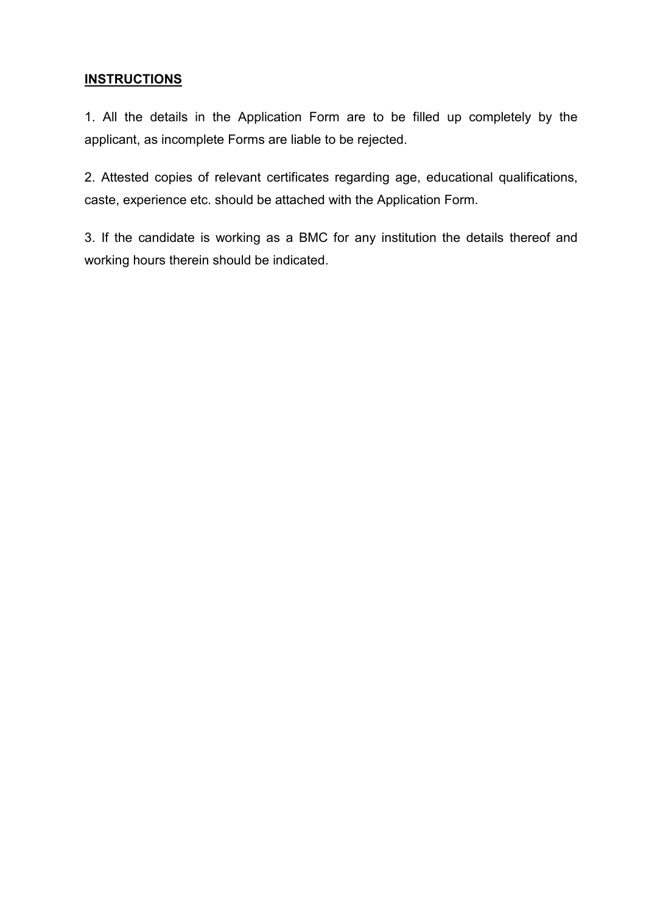## INSTRUCTIONS

1. All the details in the Application Form are to be filled up completely by the applicant, as incomplete Forms are liable to be rejected.

2. Attested copies of relevant certificates regarding age, educational qualifications, caste, experience etc. should be attached with the Application Form.

3. If the candidate is working as a BMC for any institution the details thereof and working hours therein should be indicated.